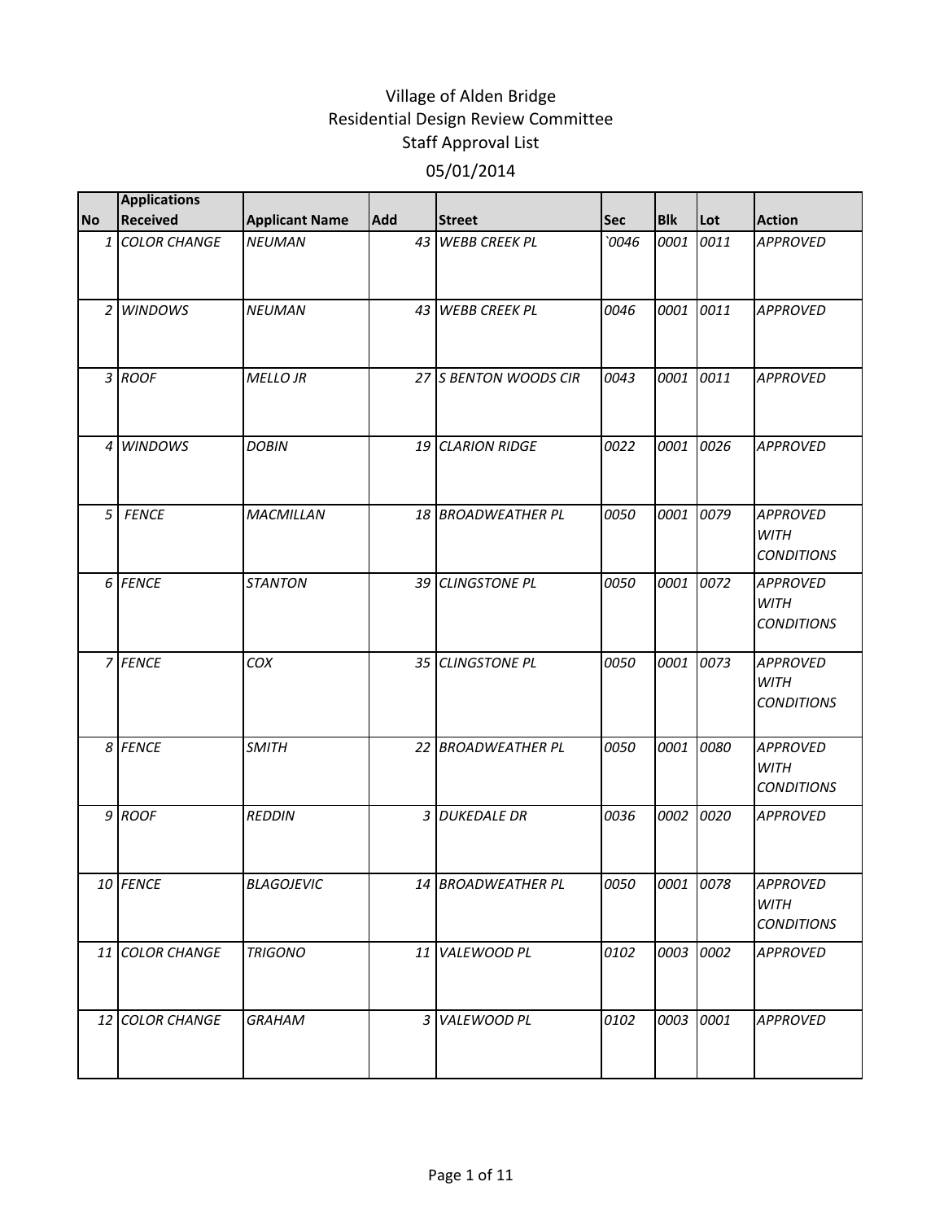# Village of Alden Bridge
## Residential Design Review Committee
### Staff Approval List
### 05/01/2014

| No | Applications Received | Applicant Name | Add | Street | Sec | Blk | Lot | Action |
|---|---|---|---|---|---|---|---|---|
| 1 | COLOR CHANGE | NEUMAN | 43 | WEBB CREEK PL | `0046 | 0001 | 0011 | APPROVED |
| 2 | WINDOWS | NEUMAN | 43 | WEBB CREEK PL | 0046 | 0001 | 0011 | APPROVED |
| 3 | ROOF | MELLO JR | 27 | S BENTON WOODS CIR | 0043 | 0001 | 0011 | APPROVED |
| 4 | WINDOWS | DOBIN | 19 | CLARION RIDGE | 0022 | 0001 | 0026 | APPROVED |
| 5 | FENCE | MACMILLAN | 18 | BROADWEATHER PL | 0050 | 0001 | 0079 | APPROVED WITH CONDITIONS |
| 6 | FENCE | STANTON | 39 | CLINGSTONE PL | 0050 | 0001 | 0072 | APPROVED WITH CONDITIONS |
| 7 | FENCE | COX | 35 | CLINGSTONE PL | 0050 | 0001 | 0073 | APPROVED WITH CONDITIONS |
| 8 | FENCE | SMITH | 22 | BROADWEATHER PL | 0050 | 0001 | 0080 | APPROVED WITH CONDITIONS |
| 9 | ROOF | REDDIN | 3 | DUKEDALE DR | 0036 | 0002 | 0020 | APPROVED |
| 10 | FENCE | BLAGOJEVIC | 14 | BROADWEATHER PL | 0050 | 0001 | 0078 | APPROVED WITH CONDITIONS |
| 11 | COLOR CHANGE | TRIGONO | 11 | VALEWOOD PL | 0102 | 0003 | 0002 | APPROVED |
| 12 | COLOR CHANGE | GRAHAM | 3 | VALEWOOD PL | 0102 | 0003 | 0001 | APPROVED |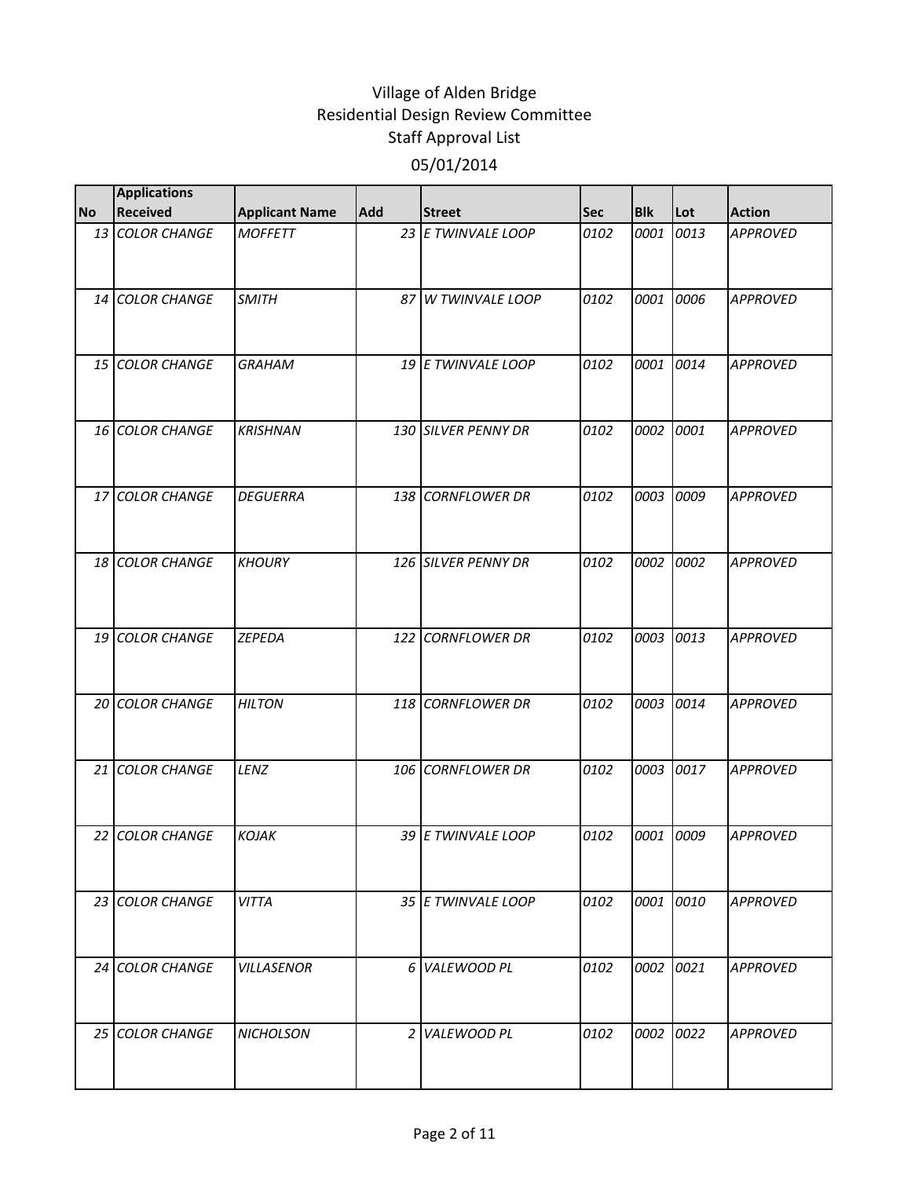# Village of Alden Bridge
## Residential Design Review Committee
## Staff Approval List
## 05/01/2014

| No | Applications Received | Applicant Name | Add | Street | Sec | Blk | Lot | Action |
|---|---|---|---|---|---|---|---|---|
| 13 | *COLOR CHANGE* | *MOFFETT* | 23 | *E TWINVALE LOOP* | *0102* | *0001* | *0013* | *APPROVED* |
| 14 | *COLOR CHANGE* | *SMITH* | 87 | *W TWINVALE LOOP* | *0102* | *0001* | *0006* | *APPROVED* |
| 15 | *COLOR CHANGE* | *GRAHAM* | 19 | *E TWINVALE LOOP* | *0102* | *0001* | *0014* | *APPROVED* |
| 16 | *COLOR CHANGE* | *KRISHNAN* | 130 | *SILVER PENNY DR* | *0102* | *0002* | *0001* | *APPROVED* |
| 17 | *COLOR CHANGE* | *DEGUERRA* | 138 | *CORNFLOWER DR* | *0102* | *0003* | *0009* | *APPROVED* |
| 18 | *COLOR CHANGE* | *KHOURY* | 126 | *SILVER PENNY DR* | *0102* | *0002* | *0002* | *APPROVED* |
| 19 | *COLOR CHANGE* | *ZEPEDA* | 122 | *CORNFLOWER DR* | *0102* | *0003* | *0013* | *APPROVED* |
| 20 | *COLOR CHANGE* | *HILTON* | 118 | *CORNFLOWER DR* | *0102* | *0003* | *0014* | *APPROVED* |
| 21 | *COLOR CHANGE* | *LENZ* | 106 | *CORNFLOWER DR* | *0102* | *0003* | *0017* | *APPROVED* |
| 22 | *COLOR CHANGE* | *KOJAK* | 39 | *E TWINVALE LOOP* | *0102* | *0001* | *0009* | *APPROVED* |
| 23 | *COLOR CHANGE* | *VITTA* | 35 | *E TWINVALE LOOP* | *0102* | *0001* | *0010* | *APPROVED* |
| 24 | *COLOR CHANGE* | *VILLASENOR* | 6 | *VALEWOOD PL* | *0102* | *0002* | *0021* | *APPROVED* |
| 25 | *COLOR CHANGE* | *NICHOLSON* | 2 | *VALEWOOD PL* | *0102* | *0002* | *0022* | *APPROVED* |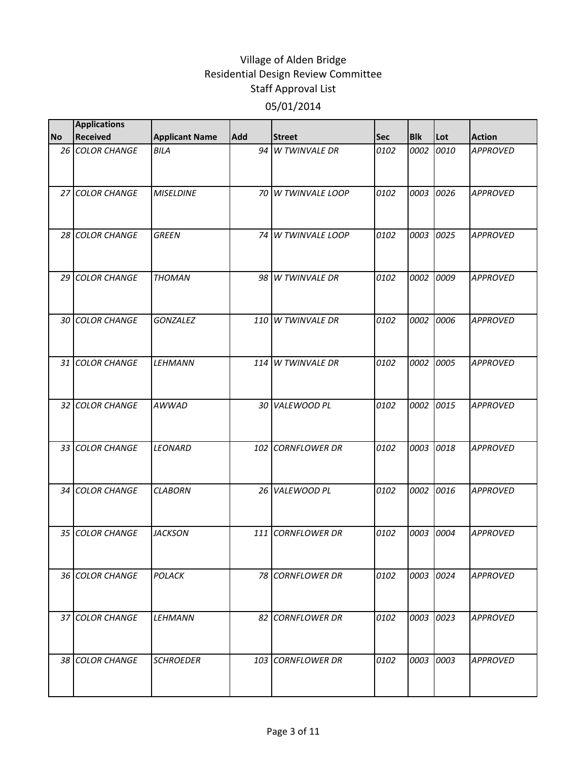# Village of Alden Bridge
## Residential Design Review Committee
## Staff Approval List
## 05/01/2014

| No | Applications Received | Applicant Name | Add | Street | Sec | Blk | Lot | Action |
|---|---|---|---|---|---|---|---|---|
| 26 | *COLOR CHANGE* | *BILA* | 94 | *W TWINVALE DR* | *0102* | *0002* | *0010* | *APPROVED* |
| 27 | *COLOR CHANGE* | *MISELDINE* | 70 | *W TWINVALE LOOP* | *0102* | *0003* | *0026* | *APPROVED* |
| 28 | *COLOR CHANGE* | *GREEN* | 74 | *W TWINVALE LOOP* | *0102* | *0003* | *0025* | *APPROVED* |
| 29 | *COLOR CHANGE* | *THOMAN* | 98 | *W TWINVALE DR* | *0102* | *0002* | *0009* | *APPROVED* |
| 30 | *COLOR CHANGE* | *GONZALEZ* | 110 | *W TWINVALE DR* | *0102* | *0002* | *0006* | *APPROVED* |
| 31 | *COLOR CHANGE* | *LEHMANN* | 114 | *W TWINVALE DR* | *0102* | *0002* | *0005* | *APPROVED* |
| 32 | *COLOR CHANGE* | *AWWAD* | 30 | *VALEWOOD PL* | *0102* | *0002* | *0015* | *APPROVED* |
| 33 | *COLOR CHANGE* | *LEONARD* | 102 | *CORNFLOWER DR* | *0102* | *0003* | *0018* | *APPROVED* |
| 34 | *COLOR CHANGE* | *CLABORN* | 26 | *VALEWOOD PL* | *0102* | *0002* | *0016* | *APPROVED* |
| 35 | *COLOR CHANGE* | *JACKSON* | 111 | *CORNFLOWER DR* | *0102* | *0003* | *0004* | *APPROVED* |
| 36 | *COLOR CHANGE* | *POLACK* | 78 | *CORNFLOWER DR* | *0102* | *0003* | *0024* | *APPROVED* |
| 37 | *COLOR CHANGE* | *LEHMANN* | 82 | *CORNFLOWER DR* | *0102* | *0003* | *0023* | *APPROVED* |
| 38 | *COLOR CHANGE* | *SCHROEDER* | 103 | *CORNFLOWER DR* | *0102* | *0003* | *0003* | *APPROVED* |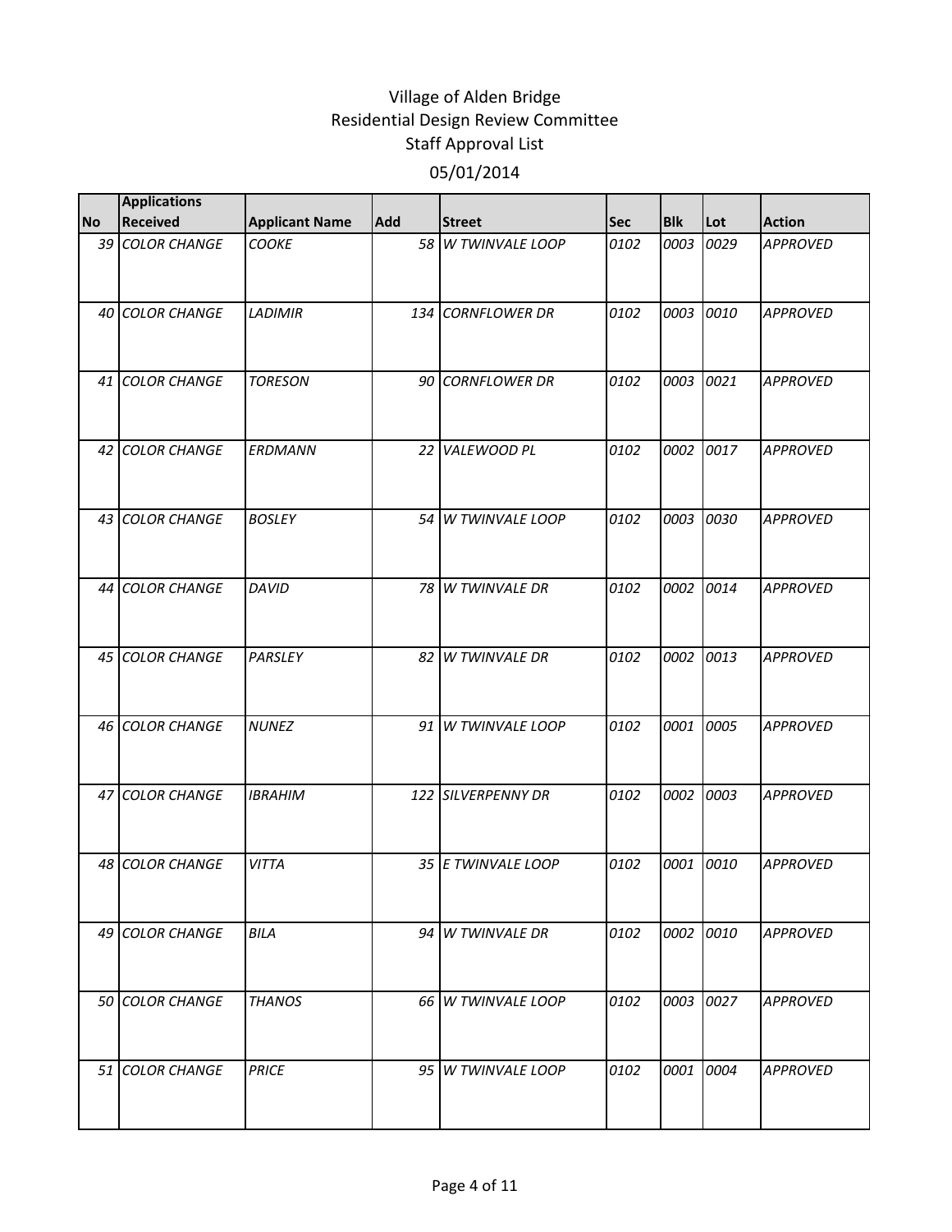# Village of Alden Bridge
## Residential Design Review Committee
### Staff Approval List
### 05/01/2014

| No | Applications Received | Applicant Name | Add | Street | Sec | Blk | Lot | Action |
|---|---|---|---|---|---|---|---|---|
| 39 | *COLOR CHANGE* | *COOKE* | 58 | *W TWINVALE LOOP* | 0102 | 0003 | 0029 | *APPROVED* |
| 40 | *COLOR CHANGE* | *LADIMIR* | 134 | *CORNFLOWER DR* | 0102 | 0003 | 0010 | *APPROVED* |
| 41 | *COLOR CHANGE* | *TORESON* | 90 | *CORNFLOWER DR* | 0102 | 0003 | 0021 | *APPROVED* |
| 42 | *COLOR CHANGE* | *ERDMANN* | 22 | *VALEWOOD PL* | 0102 | 0002 | 0017 | *APPROVED* |
| 43 | *COLOR CHANGE* | *BOSLEY* | 54 | *W TWINVALE LOOP* | 0102 | 0003 | 0030 | *APPROVED* |
| 44 | *COLOR CHANGE* | *DAVID* | 78 | *W TWINVALE DR* | 0102 | 0002 | 0014 | *APPROVED* |
| 45 | *COLOR CHANGE* | *PARSLEY* | 82 | *W TWINVALE DR* | 0102 | 0002 | 0013 | *APPROVED* |
| 46 | *COLOR CHANGE* | *NUNEZ* | 91 | *W TWINVALE LOOP* | 0102 | 0001 | 0005 | *APPROVED* |
| 47 | *COLOR CHANGE* | *IBRAHIM* | 122 | *SILVERPENNY DR* | 0102 | 0002 | 0003 | *APPROVED* |
| 48 | *COLOR CHANGE* | *VITTA* | 35 | *E TWINVALE LOOP* | 0102 | 0001 | 0010 | *APPROVED* |
| 49 | *COLOR CHANGE* | *BILA* | 94 | *W TWINVALE DR* | 0102 | 0002 | 0010 | *APPROVED* |
| 50 | *COLOR CHANGE* | *THANOS* | 66 | *W TWINVALE LOOP* | 0102 | 0003 | 0027 | *APPROVED* |
| 51 | *COLOR CHANGE* | *PRICE* | 95 | *W TWINVALE LOOP* | 0102 | 0001 | 0004 | *APPROVED* |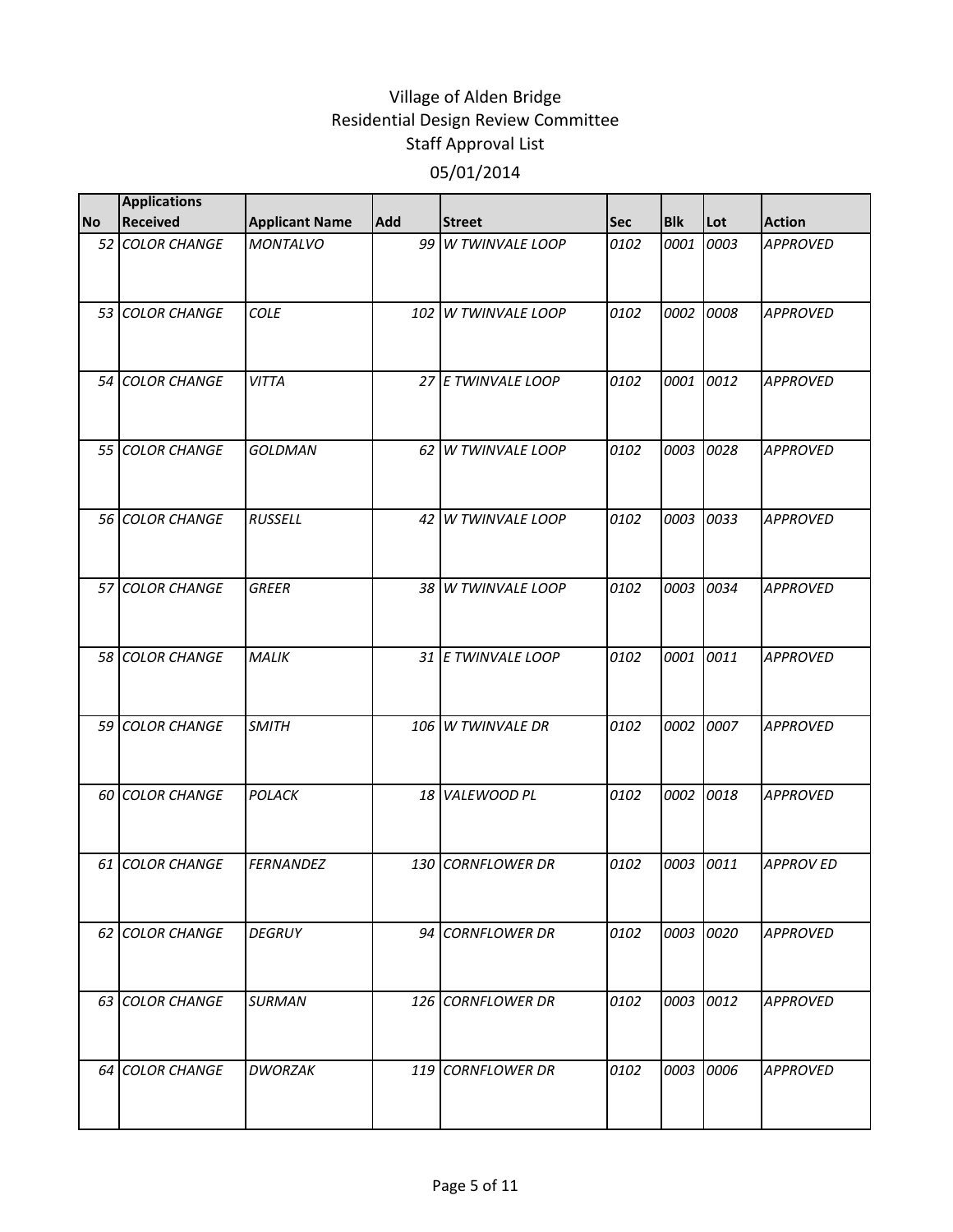Village of Alden Bridge
Residential Design Review Committee
Staff Approval List

05/01/2014

| No | Applications Received | Applicant Name | Add | Street | Sec | Blk | Lot | Action |
|---|---|---|---|---|---|---|---|---|
| 52 | *COLOR CHANGE* | *MONTALVO* | 99 | *W TWINVALE LOOP* | 0102 | 0001 | 0003 | *APPROVED* |
| 53 | *COLOR CHANGE* | *COLE* | 102 | *W TWINVALE LOOP* | 0102 | 0002 | 0008 | *APPROVED* |
| 54 | *COLOR CHANGE* | *VITTA* | 27 | *E TWINVALE LOOP* | 0102 | 0001 | 0012 | *APPROVED* |
| 55 | *COLOR CHANGE* | *GOLDMAN* | 62 | *W TWINVALE LOOP* | 0102 | 0003 | 0028 | *APPROVED* |
| 56 | *COLOR CHANGE* | *RUSSELL* | 42 | *W TWINVALE LOOP* | 0102 | 0003 | 0033 | *APPROVED* |
| 57 | *COLOR CHANGE* | *GREER* | 38 | *W TWINVALE LOOP* | 0102 | 0003 | 0034 | *APPROVED* |
| 58 | *COLOR CHANGE* | *MALIK* | 31 | *E TWINVALE LOOP* | 0102 | 0001 | 0011 | *APPROVED* |
| 59 | *COLOR CHANGE* | *SMITH* | 106 | *W TWINVALE DR* | 0102 | 0002 | 0007 | *APPROVED* |
| 60 | *COLOR CHANGE* | *POLACK* | 18 | *VALEWOOD PL* | 0102 | 0002 | 0018 | *APPROVED* |
| 61 | *COLOR CHANGE* | *FERNANDEZ* | 130 | *CORNFLOWER DR* | 0102 | 0003 | 0011 | *APPROV ED* |
| 62 | *COLOR CHANGE* | *DEGRUY* | 94 | *CORNFLOWER DR* | 0102 | 0003 | 0020 | *APPROVED* |
| 63 | *COLOR CHANGE* | *SURMAN* | 126 | *CORNFLOWER DR* | 0102 | 0003 | 0012 | *APPROVED* |
| 64 | *COLOR CHANGE* | *DWORZAK* | 119 | *CORNFLOWER DR* | 0102 | 0003 | 0006 | *APPROVED* |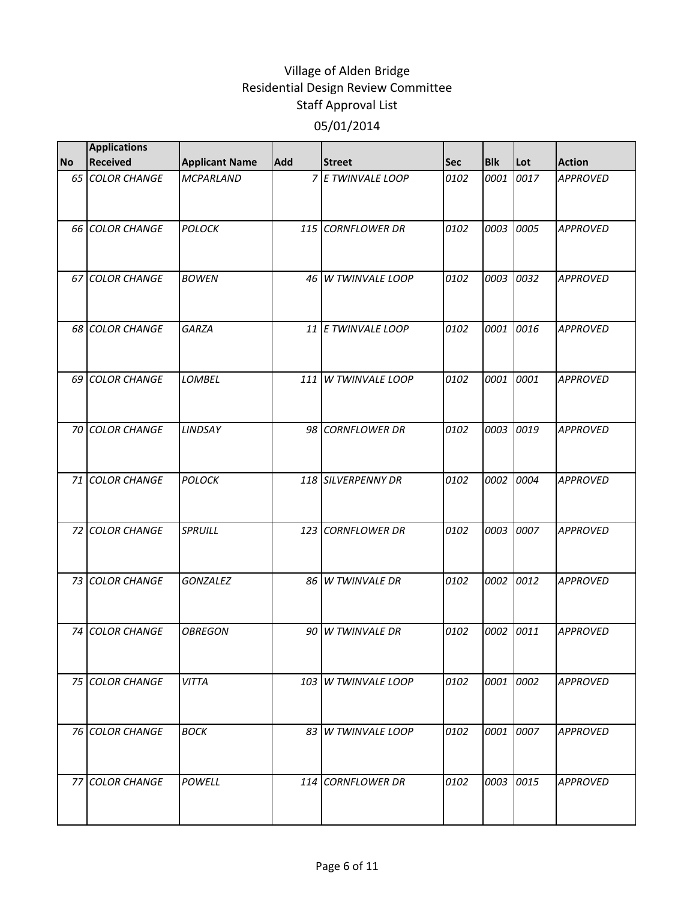# Village of Alden Bridge
## Residential Design Review Committee
## Staff Approval List
### 05/01/2014

| No | Applications Received | Applicant Name | Add | Street | Sec | Blk | Lot | Action |
|---|---|---|---|---|---|---|---|---|
| 65 | COLOR CHANGE | MCPARLAND | 7 | E TWINVALE LOOP | 0102 | 0001 | 0017 | APPROVED |
| 66 | COLOR CHANGE | POLOCK | 115 | CORNFLOWER DR | 0102 | 0003 | 0005 | APPROVED |
| 67 | COLOR CHANGE | BOWEN | 46 | W TWINVALE LOOP | 0102 | 0003 | 0032 | APPROVED |
| 68 | COLOR CHANGE | GARZA | 11 | E TWINVALE LOOP | 0102 | 0001 | 0016 | APPROVED |
| 69 | COLOR CHANGE | LOMBEL | 111 | W TWINVALE LOOP | 0102 | 0001 | 0001 | APPROVED |
| 70 | COLOR CHANGE | LINDSAY | 98 | CORNFLOWER DR | 0102 | 0003 | 0019 | APPROVED |
| 71 | COLOR CHANGE | POLOCK | 118 | SILVERPENNY DR | 0102 | 0002 | 0004 | APPROVED |
| 72 | COLOR CHANGE | SPRUILL | 123 | CORNFLOWER DR | 0102 | 0003 | 0007 | APPROVED |
| 73 | COLOR CHANGE | GONZALEZ | 86 | W TWINVALE DR | 0102 | 0002 | 0012 | APPROVED |
| 74 | COLOR CHANGE | OBREGON | 90 | W TWINVALE DR | 0102 | 0002 | 0011 | APPROVED |
| 75 | COLOR CHANGE | VITTA | 103 | W TWINVALE LOOP | 0102 | 0001 | 0002 | APPROVED |
| 76 | COLOR CHANGE | BOCK | 83 | W TWINVALE LOOP | 0102 | 0001 | 0007 | APPROVED |
| 77 | COLOR CHANGE | POWELL | 114 | CORNFLOWER DR | 0102 | 0003 | 0015 | APPROVED |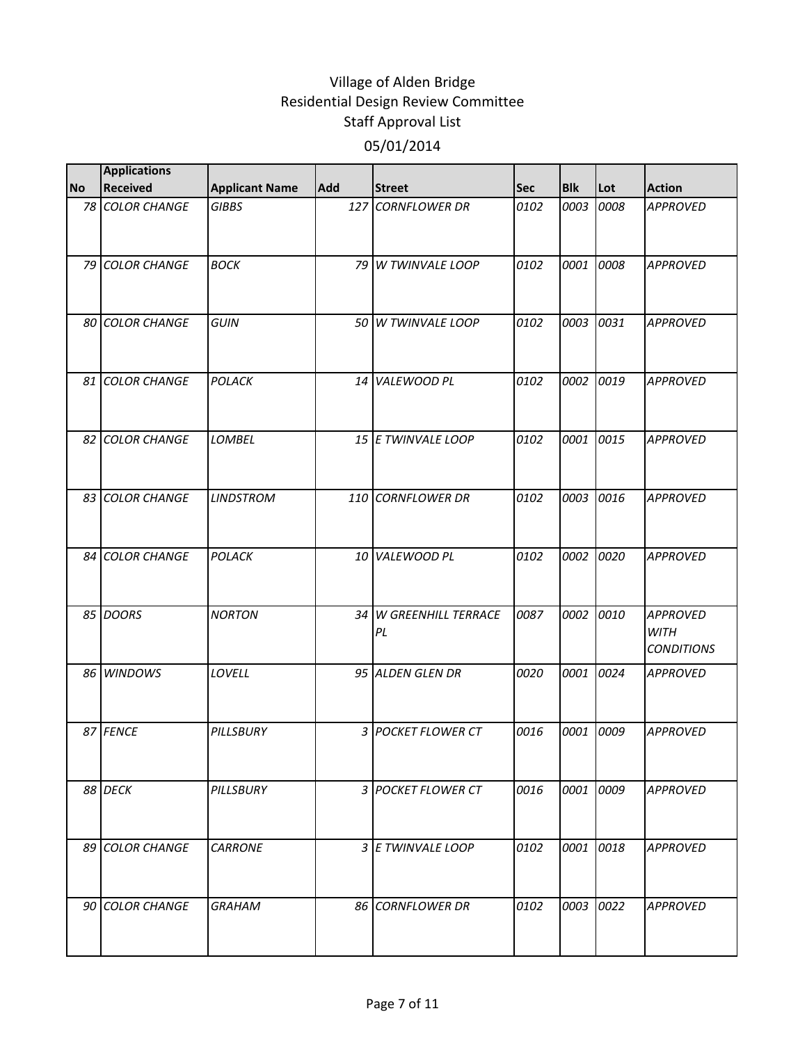# Village of Alden Bridge
## Residential Design Review Committee
## Staff Approval List
## 05/01/2014

| No | Applications Received | Applicant Name | Add | Street | Sec | Blk | Lot | Action |
|---|---|---|---|---|---|---|---|---|
| 78 | COLOR CHANGE | GIBBS | 127 | CORNFLOWER DR | 0102 | 0003 | 0008 | APPROVED |
| 79 | COLOR CHANGE | BOCK | 79 | W TWINVALE LOOP | 0102 | 0001 | 0008 | APPROVED |
| 80 | COLOR CHANGE | GUIN | 50 | W TWINVALE LOOP | 0102 | 0003 | 0031 | APPROVED |
| 81 | COLOR CHANGE | POLACK | 14 | VALEWOOD PL | 0102 | 0002 | 0019 | APPROVED |
| 82 | COLOR CHANGE | LOMBEL | 15 | E TWINVALE LOOP | 0102 | 0001 | 0015 | APPROVED |
| 83 | COLOR CHANGE | LINDSTROM | 110 | CORNFLOWER DR | 0102 | 0003 | 0016 | APPROVED |
| 84 | COLOR CHANGE | POLACK | 10 | VALEWOOD PL | 0102 | 0002 | 0020 | APPROVED |
| 85 | DOORS | NORTON | 34 | W GREENHILL TERRACE PL | 0087 | 0002 | 0010 | APPROVED WITH CONDITIONS |
| 86 | WINDOWS | LOVELL | 95 | ALDEN GLEN DR | 0020 | 0001 | 0024 | APPROVED |
| 87 | FENCE | PILLSBURY | 3 | POCKET FLOWER CT | 0016 | 0001 | 0009 | APPROVED |
| 88 | DECK | PILLSBURY | 3 | POCKET FLOWER CT | 0016 | 0001 | 0009 | APPROVED |
| 89 | COLOR CHANGE | CARRONE | 3 | E TWINVALE LOOP | 0102 | 0001 | 0018 | APPROVED |
| 90 | COLOR CHANGE | GRAHAM | 86 | CORNFLOWER DR | 0102 | 0003 | 0022 | APPROVED |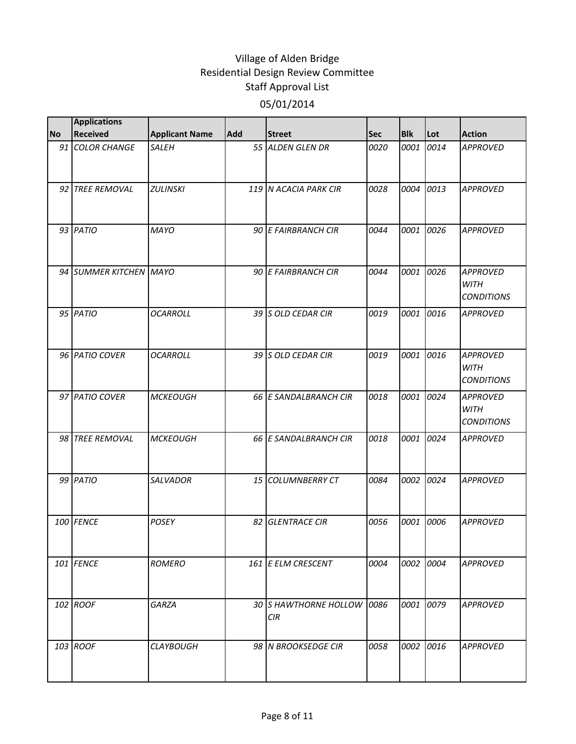Village of Alden Bridge
Residential Design Review Committee
Staff Approval List
05/01/2014

| No | Applications Received | Applicant Name | Add | Street | Sec | Blk | Lot | Action |
|---|---|---|---|---|---|---|---|---|
| 91 | COLOR CHANGE | SALEH | 55 | ALDEN GLEN DR | 0020 | 0001 | 0014 | APPROVED |
| 92 | TREE REMOVAL | ZULINSKI | 119 | N ACACIA PARK CIR | 0028 | 0004 | 0013 | APPROVED |
| 93 | PATIO | MAYO | 90 | E FAIRBRANCH CIR | 0044 | 0001 | 0026 | APPROVED |
| 94 | SUMMER KITCHEN | MAYO | 90 | E FAIRBRANCH CIR | 0044 | 0001 | 0026 | APPROVED WITH CONDITIONS |
| 95 | PATIO | OCARROLL | 39 | S OLD CEDAR CIR | 0019 | 0001 | 0016 | APPROVED |
| 96 | PATIO COVER | OCARROLL | 39 | S OLD CEDAR CIR | 0019 | 0001 | 0016 | APPROVED WITH CONDITIONS |
| 97 | PATIO COVER | MCKEOUGH | 66 | E SANDALBRANCH CIR | 0018 | 0001 | 0024 | APPROVED WITH CONDITIONS |
| 98 | TREE REMOVAL | MCKEOUGH | 66 | E SANDALBRANCH CIR | 0018 | 0001 | 0024 | APPROVED |
| 99 | PATIO | SALVADOR | 15 | COLUMNBERRY CT | 0084 | 0002 | 0024 | APPROVED |
| 100 | FENCE | POSEY | 82 | GLENTRACE CIR | 0056 | 0001 | 0006 | APPROVED |
| 101 | FENCE | ROMERO | 161 | E ELM CRESCENT | 0004 | 0002 | 0004 | APPROVED |
| 102 | ROOF | GARZA | 30 | S HAWTHORNE HOLLOW CIR | 0086 | 0001 | 0079 | APPROVED |
| 103 | ROOF | CLAYBOUGH | 98 | N BROOKSEDGE CIR | 0058 | 0002 | 0016 | APPROVED |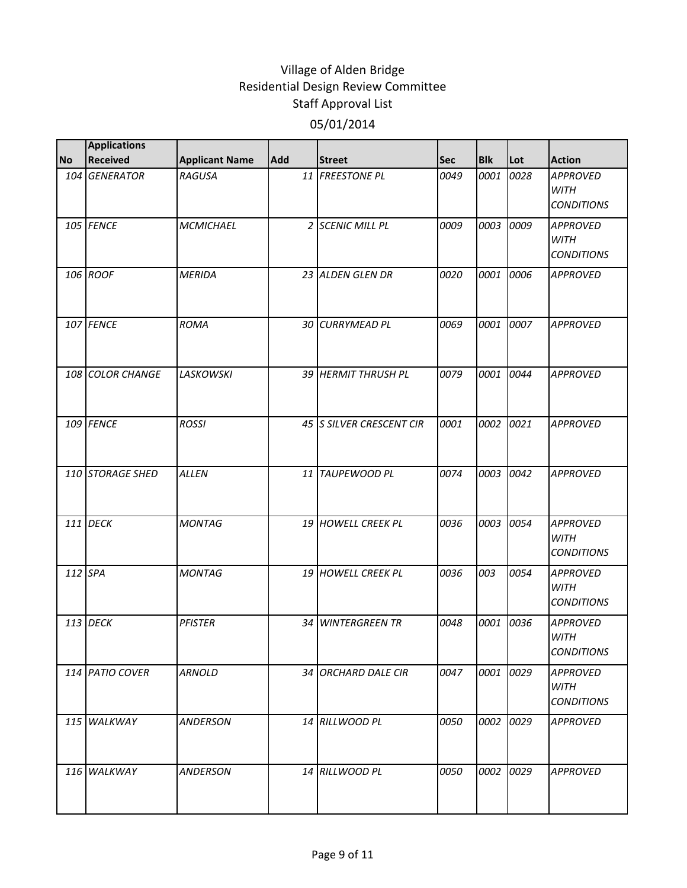# Village of Alden Bridge
## Residential Design Review Committee
## Staff Approval List
### 05/01/2014

| No | Applications Received | Applicant Name | Add | Street | Sec | Blk | Lot | Action |
|---|---|---|---|---|---|---|---|---|
| 104 | GENERATOR | RAGUSA | 11 | FREESTONE PL | 0049 | 0001 | 0028 | APPROVED WITH CONDITIONS |
| 105 | FENCE | MCMICHAEL | 2 | SCENIC MILL PL | 0009 | 0003 | 0009 | APPROVED WITH CONDITIONS |
| 106 | ROOF | MERIDA | 23 | ALDEN GLEN DR | 0020 | 0001 | 0006 | APPROVED |
| 107 | FENCE | ROMA | 30 | CURRYMEAD PL | 0069 | 0001 | 0007 | APPROVED |
| 108 | COLOR CHANGE | LASKOWSKI | 39 | HERMIT THRUSH PL | 0079 | 0001 | 0044 | APPROVED |
| 109 | FENCE | ROSSI | 45 | S SILVER CRESCENT CIR | 0001 | 0002 | 0021 | APPROVED |
| 110 | STORAGE SHED | ALLEN | 11 | TAUPEWOOD PL | 0074 | 0003 | 0042 | APPROVED |
| 111 | DECK | MONTAG | 19 | HOWELL CREEK PL | 0036 | 0003 | 0054 | APPROVED WITH CONDITIONS |
| 112 | SPA | MONTAG | 19 | HOWELL CREEK PL | 0036 | 003 | 0054 | APPROVED WITH CONDITIONS |
| 113 | DECK | PFISTER | 34 | WINTERGREEN TR | 0048 | 0001 | 0036 | APPROVED WITH CONDITIONS |
| 114 | PATIO COVER | ARNOLD | 34 | ORCHARD DALE CIR | 0047 | 0001 | 0029 | APPROVED WITH CONDITIONS |
| 115 | WALKWAY | ANDERSON | 14 | RILLWOOD PL | 0050 | 0002 | 0029 | APPROVED |
| 116 | WALKWAY | ANDERSON | 14 | RILLWOOD PL | 0050 | 0002 | 0029 | APPROVED |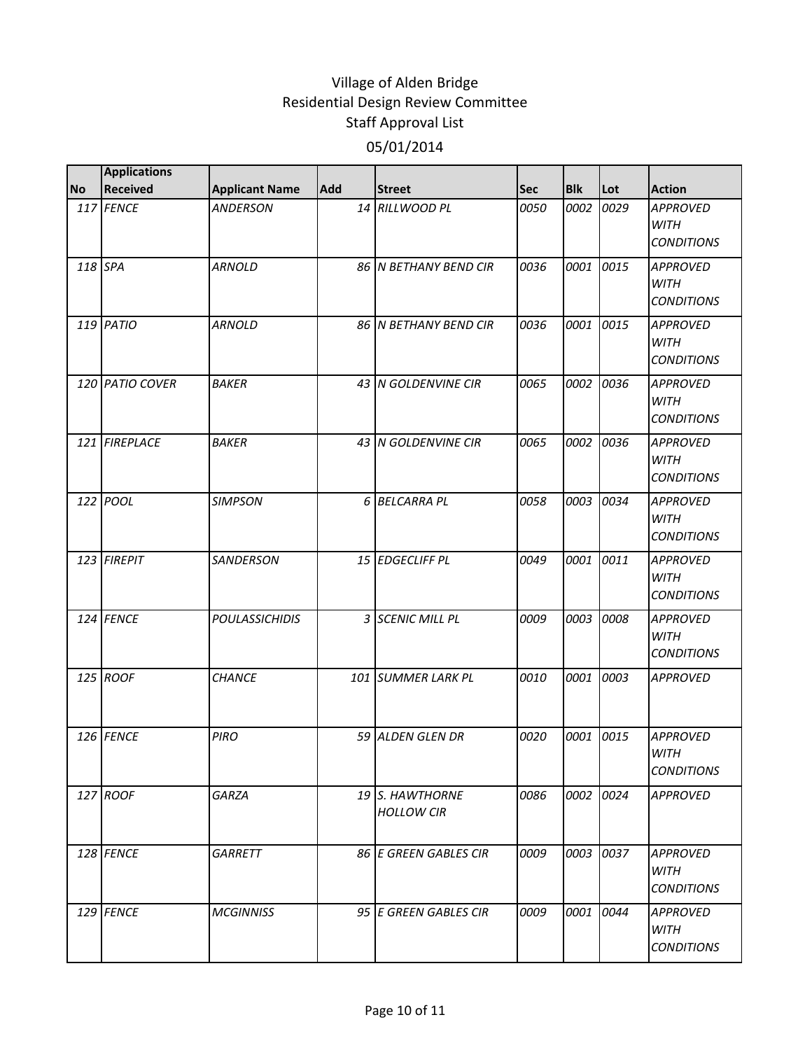# Village of Alden Bridge
## Residential Design Review Committee
## Staff Approval List
### 05/01/2014

| No | Applications Received | Applicant Name | Add | Street | Sec | Blk | Lot | Action |
|---|---|---|---|---|---|---|---|---|
| 117 | FENCE | ANDERSON | 14 | RILLWOOD PL | 0050 | 0002 | 0029 | APPROVED WITH CONDITIONS |
| 118 | SPA | ARNOLD | 86 | N BETHANY BEND CIR | 0036 | 0001 | 0015 | APPROVED WITH CONDITIONS |
| 119 | PATIO | ARNOLD | 86 | N BETHANY BEND CIR | 0036 | 0001 | 0015 | APPROVED WITH CONDITIONS |
| 120 | PATIO COVER | BAKER | 43 | N GOLDENVINE CIR | 0065 | 0002 | 0036 | APPROVED WITH CONDITIONS |
| 121 | FIREPLACE | BAKER | 43 | N GOLDENVINE CIR | 0065 | 0002 | 0036 | APPROVED WITH CONDITIONS |
| 122 | POOL | SIMPSON | 6 | BELCARRA PL | 0058 | 0003 | 0034 | APPROVED WITH CONDITIONS |
| 123 | FIREPIT | SANDERSON | 15 | EDGECLIFF PL | 0049 | 0001 | 0011 | APPROVED WITH CONDITIONS |
| 124 | FENCE | POULASSICHIDIS | 3 | SCENIC MILL PL | 0009 | 0003 | 0008 | APPROVED WITH CONDITIONS |
| 125 | ROOF | CHANCE | 101 | SUMMER LARK PL | 0010 | 0001 | 0003 | APPROVED |
| 126 | FENCE | PIRO | 59 | ALDEN GLEN DR | 0020 | 0001 | 0015 | APPROVED WITH CONDITIONS |
| 127 | ROOF | GARZA | 19 | S. HAWTHORNE HOLLOW CIR | 0086 | 0002 | 0024 | APPROVED |
| 128 | FENCE | GARRETT | 86 | E GREEN GABLES CIR | 0009 | 0003 | 0037 | APPROVED WITH CONDITIONS |
| 129 | FENCE | MCGINNISS | 95 | E GREEN GABLES CIR | 0009 | 0001 | 0044 | APPROVED WITH CONDITIONS |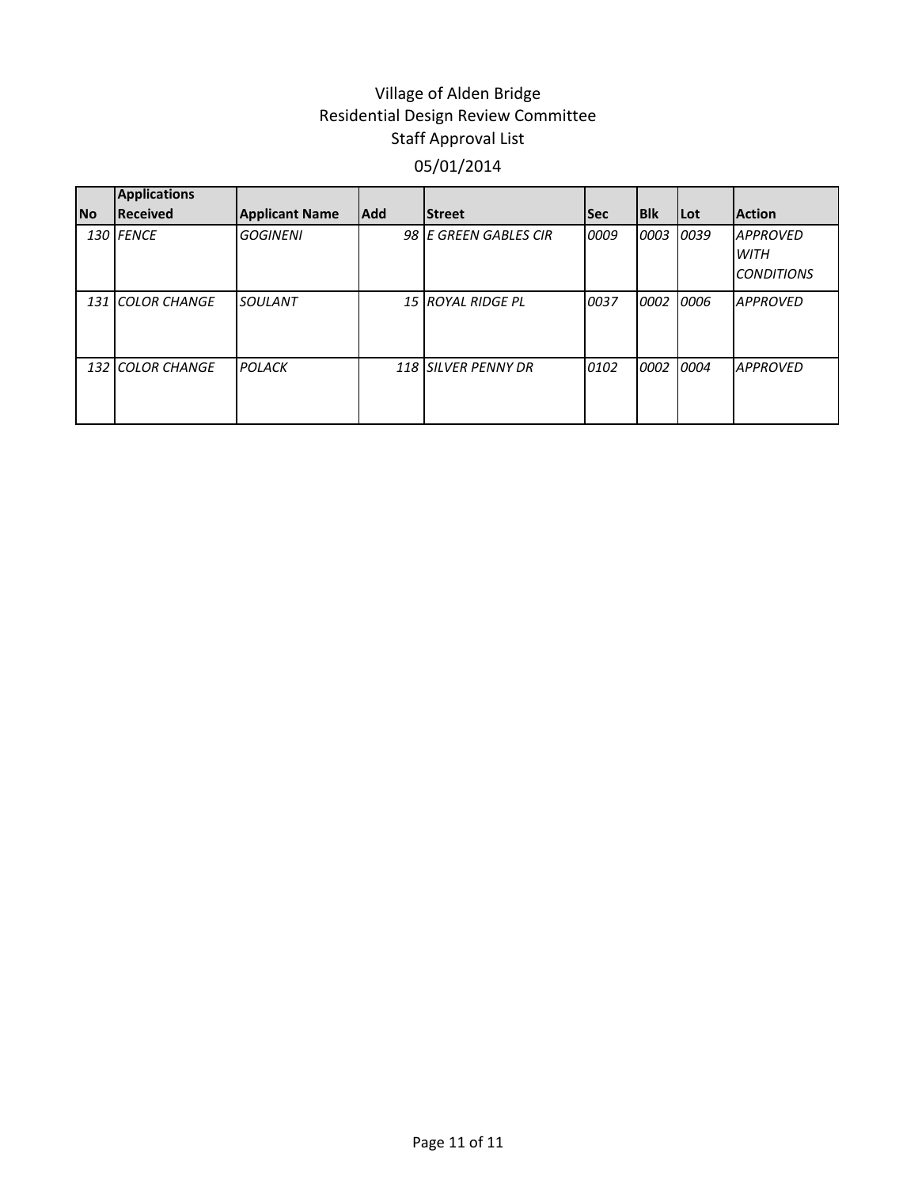Village of Alden Bridge
Residential Design Review Committee
Staff Approval List
05/01/2014

| No | Applications Received | Applicant Name | Add | Street | Sec | Blk | Lot | Action |
|---|---|---|---|---|---|---|---|---|
| *130* | *FENCE* | *GOGINENI* | *98* | *E GREEN GABLES CIR* | *0009* | *0003* | *0039* | *APPROVED WITH CONDITIONS* |
| *131* | *COLOR CHANGE* | *SOULANT* | *15* | *ROYAL RIDGE PL* | *0037* | *0002* | *0006* | *APPROVED* |
| *132* | *COLOR CHANGE* | *POLACK* | *118* | *SILVER PENNY DR* | *0102* | *0002* | *0004* | *APPROVED* |